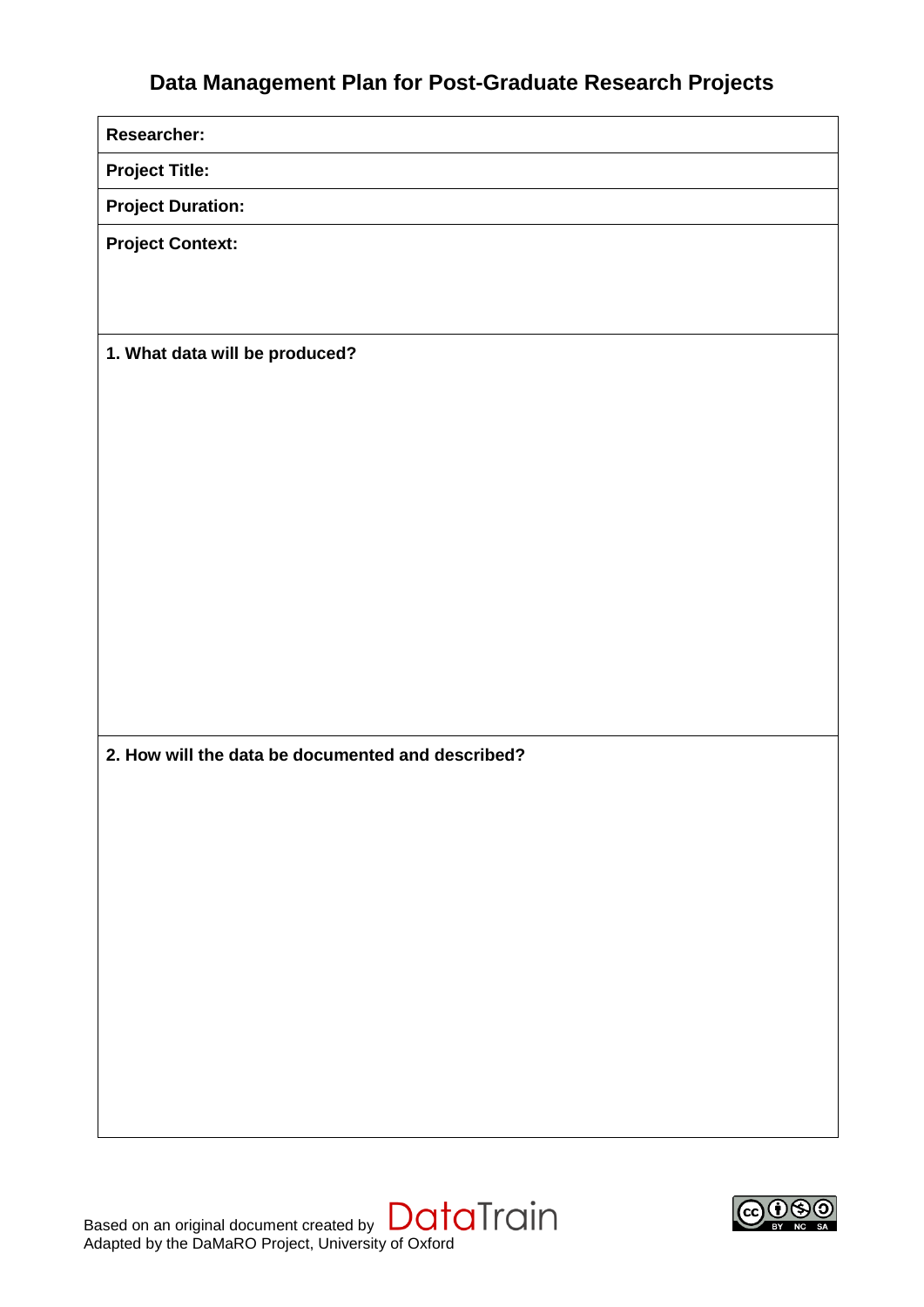# Data Management Plan for Post-Graduate Research Projects

**Researcher:**

**Project Title:**

**Project Duration:**

**Project Context:**

**1. What data will be produced?**

**2. How will the data be documented and described?**

Based on an original document created by DataTrain
Adapted by the DaMaRO Project, University of Oxford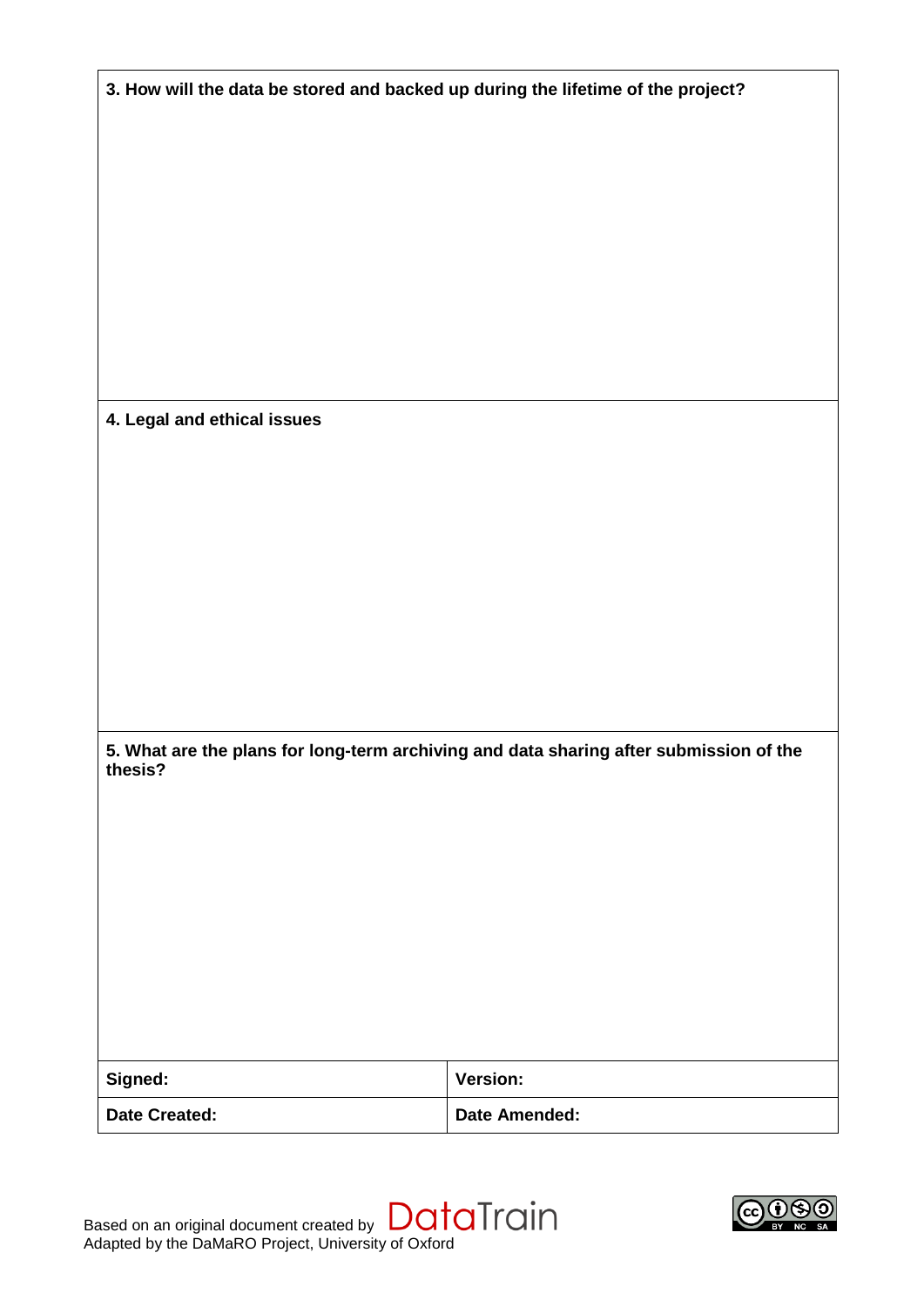**3. How will the data be stored and backed up during the lifetime of the project?**

**4. Legal and ethical issues**

**5. What are the plans for long-term archiving and data sharing after submission of the thesis?**

| **Signed:** | **Version:** |
| --- | --- |
| **Date Created:** | **Date Amended:** |

Based on an original document created by DataTrain
Adapted by the DaMaRO Project, University of Oxford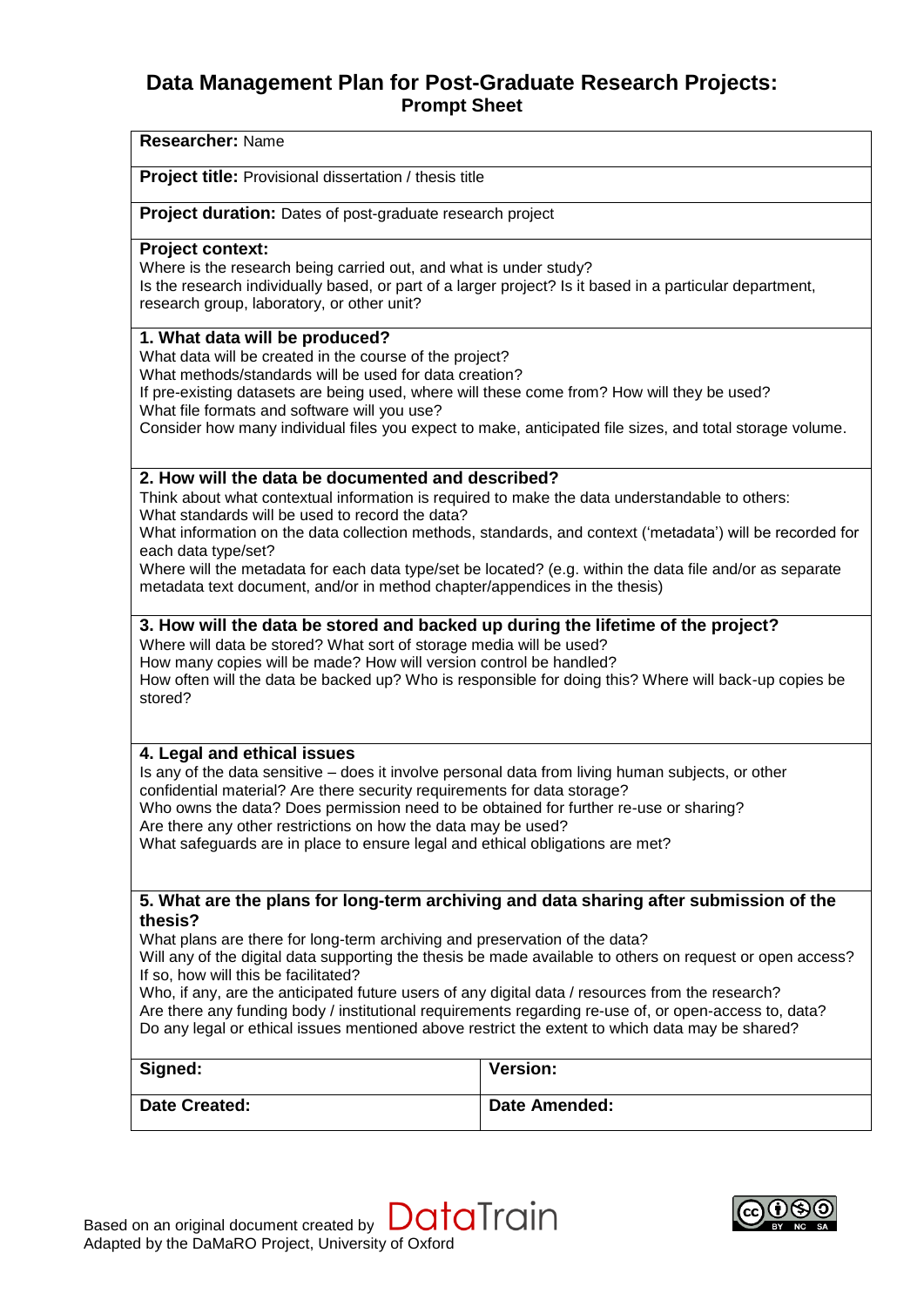# Data Management Plan for Post-Graduate Research Projects:

## Prompt Sheet

**Researcher:** Name

**Project title:** Provisional dissertation / thesis title

**Project duration:** Dates of post-graduate research project

**Project context:**
Where is the research being carried out, and what is under study?
Is the research individually based, or part of a larger project? Is it based in a particular department, research group, laboratory, or other unit?

**1. What data will be produced?**
What data will be created in the course of the project?
What methods/standards will be used for data creation?
If pre-existing datasets are being used, where will these come from? How will they be used?
What file formats and software will you use?
Consider how many individual files you expect to make, anticipated file sizes, and total storage volume.

**2. How will the data be documented and described?**
Think about what contextual information is required to make the data understandable to others:
What standards will be used to record the data?
What information on the data collection methods, standards, and context ('metadata') will be recorded for each data type/set?
Where will the metadata for each data type/set be located? (e.g. within the data file and/or as separate metadata text document, and/or in method chapter/appendices in the thesis)

**3. How will the data be stored and backed up during the lifetime of the project?**
Where will data be stored? What sort of storage media will be used?
How many copies will be made? How will version control be handled?
How often will the data be backed up? Who is responsible for doing this? Where will back-up copies be stored?

**4. Legal and ethical issues**
Is any of the data sensitive – does it involve personal data from living human subjects, or other confidential material? Are there security requirements for data storage?
Who owns the data? Does permission need to be obtained for further re-use or sharing?
Are there any other restrictions on how the data may be used?
What safeguards are in place to ensure legal and ethical obligations are met?

**5. What are the plans for long-term archiving and data sharing after submission of the thesis?**
What plans are there for long-term archiving and preservation of the data?
Will any of the digital data supporting the thesis be made available to others on request or open access? If so, how will this be facilitated?
Who, if any, are the anticipated future users of any digital data / resources from the research?
Are there any funding body / institutional requirements regarding re-use of, or open-access to, data?
Do any legal or ethical issues mentioned above restrict the extent to which data may be shared?

| | |
|---|---|
| **Signed:** | **Version:** |
| **Date Created:** | **Date Amended:** |

Based on an original document created by DataTrain
Adapted by the DaMaRO Project, University of Oxford